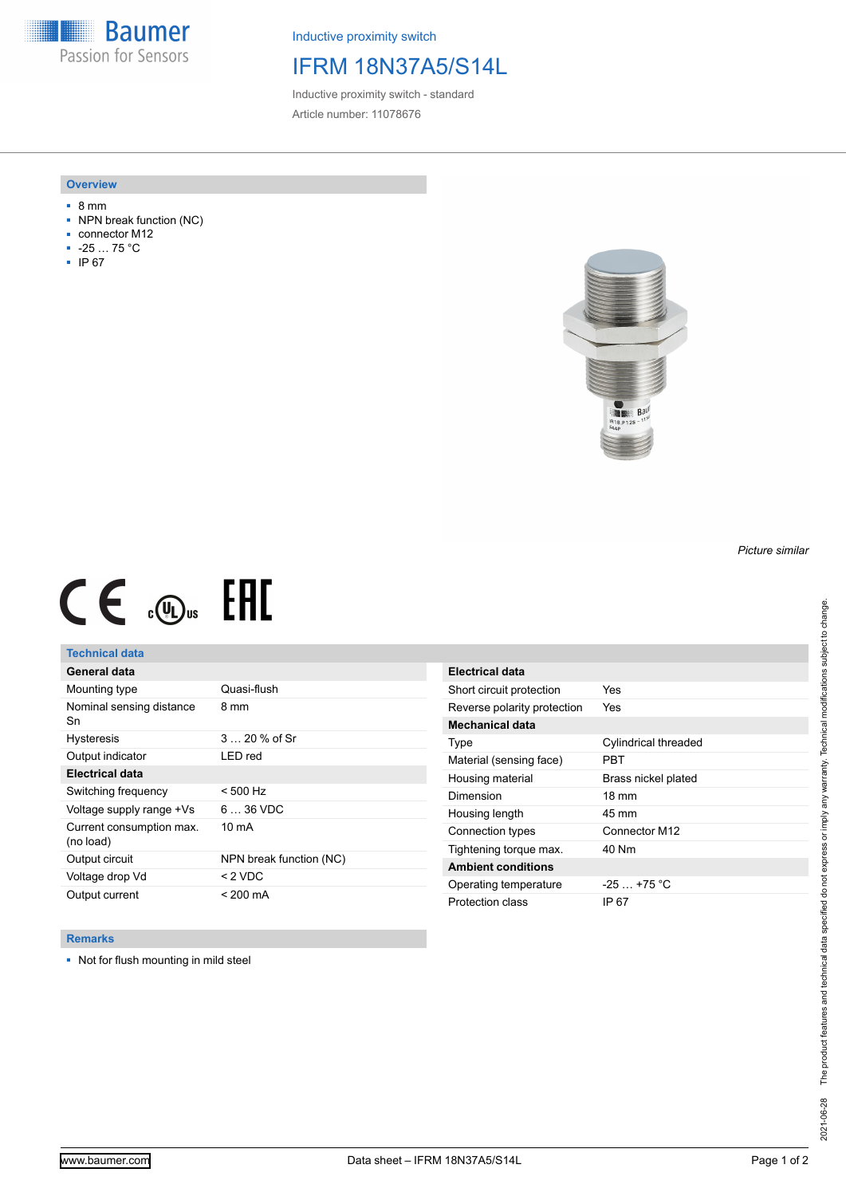Baumer
Passion for Sensors

Inductive proximity switch

# IFRM 18N37A5/S14L

Inductive proximity switch - standard

Article number: 11078676

## Overview

- 8 mm
- NPN break function (NC)
- connector M12
- -25 … 75 °C
- IP 67

*Picture similar*

## Technical data

| General data | |
|---|---|
| Mounting type | Quasi-flush |
| Nominal sensing distance Sn | 8 mm |
| Hysteresis | 3 … 20 % of Sr |
| Output indicator | LED red |
| **Electrical data** | |
| Switching frequency | < 500 Hz |
| Voltage supply range +Vs | 6 … 36 VDC |
| Current consumption max. (no load) | 10 mA |
| Output circuit | NPN break function (NC) |
| Voltage drop Vd | < 2 VDC |
| Output current | < 200 mA |

| Electrical data | |
|---|---|
| Short circuit protection | Yes |
| Reverse polarity protection | Yes |
| **Mechanical data** | |
| Type | Cylindrical threaded |
| Material (sensing face) | PBT |
| Housing material | Brass nickel plated |
| Dimension | 18 mm |
| Housing length | 45 mm |
| Connection types | Connector M12 |
| Tightening torque max. | 40 Nm |
| **Ambient conditions** | |
| Operating temperature | -25 … +75 °C |
| Protection class | IP 67 |

## Remarks

- Not for flush mounting in mild steel

The product features and technical data specified do not express or imply any warranty. Technical modifications subject to change. 2021-06-28

www.baumer.com — Data sheet – IFRM 18N37A5/S14L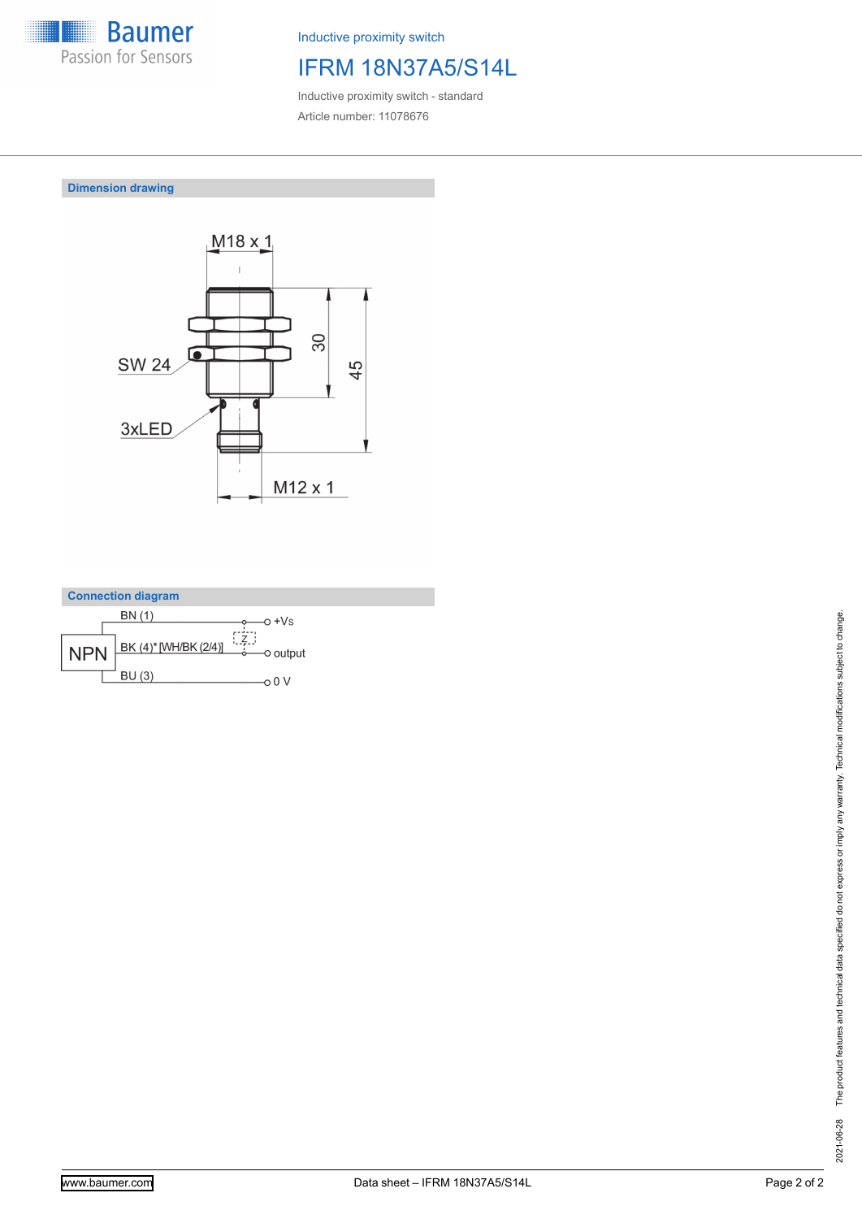Inductive proximity switch

# IFRM 18N37A5/S14L

Inductive proximity switch - standard

Article number: 11078676

## Dimension drawing

M18 x 1

SW 24

3xLED

30

45

M12 x 1

## Connection diagram

NPN

BN (1)

+Vs

BK (4)* [WH/BK (2/4)]

Z

output

BU (3)

0 V

2021-06-28 The product features and technical data specified do not express or imply any warranty. Technical modifications subject to change.

www.baumer.com

Data sheet – IFRM 18N37A5/S14L